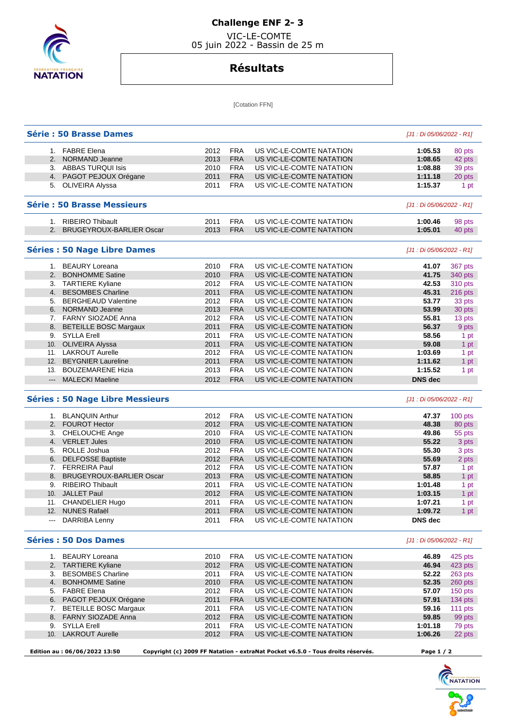# Challenge ENF 2- 3

VIC-LE-COMTE
05 juin 2022 - Bassin de 25 m

## Résultats

[Cotation FFN]

### Série : 50 Brasse Dames

*[J1 : Di 05/06/2022 - R1]*

| | Nom | Année | Nat. | Club | Temps | Points |
|---|---|---|---|---|---|---|
| 1. | FABRE Elena | 2012 | FRA | US VIC-LE-COMTE NATATION | **1:05.53** | 80 pts |
| 2. | NORMAND Jeanne | 2013 | FRA | US VIC-LE-COMTE NATATION | **1:08.65** | 42 pts |
| 3. | ABBAS TURQUI Isis | 2010 | FRA | US VIC-LE-COMTE NATATION | **1:08.88** | 39 pts |
| 4. | PAGOT PEJOUX Orégane | 2011 | FRA | US VIC-LE-COMTE NATATION | **1:11.18** | 20 pts |
| 5. | OLIVEIRA Alyssa | 2011 | FRA | US VIC-LE-COMTE NATATION | **1:15.37** | 1 pt |

### Série : 50 Brasse Messieurs

*[J1 : Di 05/06/2022 - R1]*

| | Nom | Année | Nat. | Club | Temps | Points |
|---|---|---|---|---|---|---|
| 1. | RIBEIRO Thibault | 2011 | FRA | US VIC-LE-COMTE NATATION | **1:00.46** | 98 pts |
| 2. | BRUGEYROUX-BARLIER Oscar | 2013 | FRA | US VIC-LE-COMTE NATATION | **1:05.01** | 40 pts |

### Séries : 50 Nage Libre Dames

*[J1 : Di 05/06/2022 - R1]*

| | Nom | Année | Nat. | Club | Temps | Points |
|---|---|---|---|---|---|---|
| 1. | BEAURY Loreana | 2010 | FRA | US VIC-LE-COMTE NATATION | **41.07** | 367 pts |
| 2. | BONHOMME Satine | 2010 | FRA | US VIC-LE-COMTE NATATION | **41.75** | 340 pts |
| 3. | TARTIERE Kyliane | 2012 | FRA | US VIC-LE-COMTE NATATION | **42.53** | 310 pts |
| 4. | BESOMBES Charline | 2011 | FRA | US VIC-LE-COMTE NATATION | **45.31** | 216 pts |
| 5. | BERGHEAUD Valentine | 2012 | FRA | US VIC-LE-COMTE NATATION | **53.77** | 33 pts |
| 6. | NORMAND Jeanne | 2013 | FRA | US VIC-LE-COMTE NATATION | **53.99** | 30 pts |
| 7. | FARNY SIOZADE Anna | 2012 | FRA | US VIC-LE-COMTE NATATION | **55.81** | 13 pts |
| 8. | BETEILLE BOSC Margaux | 2011 | FRA | US VIC-LE-COMTE NATATION | **56.37** | 9 pts |
| 9. | SYLLA Erell | 2011 | FRA | US VIC-LE-COMTE NATATION | **58.56** | 1 pt |
| 10. | OLIVEIRA Alyssa | 2011 | FRA | US VIC-LE-COMTE NATATION | **59.08** | 1 pt |
| 11. | LAKROUT Aurelle | 2012 | FRA | US VIC-LE-COMTE NATATION | **1:03.69** | 1 pt |
| 12. | BEYGNIER Laureline | 2011 | FRA | US VIC-LE-COMTE NATATION | **1:11.62** | 1 pt |
| 13. | BOUZEMARENE Hizia | 2013 | FRA | US VIC-LE-COMTE NATATION | **1:15.52** | 1 pt |
| --- | MALECKI Maeline | 2012 | FRA | US VIC-LE-COMTE NATATION | **DNS dec** | |

### Séries : 50 Nage Libre Messieurs

*[J1 : Di 05/06/2022 - R1]*

| | Nom | Année | Nat. | Club | Temps | Points |
|---|---|---|---|---|---|---|
| 1. | BLANQUIN Arthur | 2012 | FRA | US VIC-LE-COMTE NATATION | **47.37** | 100 pts |
| 2. | FOUROT Hector | 2012 | FRA | US VIC-LE-COMTE NATATION | **48.38** | 80 pts |
| 3. | CHELOUCHE Ange | 2010 | FRA | US VIC-LE-COMTE NATATION | **49.86** | 55 pts |
| 4. | VERLET Jules | 2010 | FRA | US VIC-LE-COMTE NATATION | **55.22** | 3 pts |
| 5. | ROLLE Joshua | 2012 | FRA | US VIC-LE-COMTE NATATION | **55.30** | 3 pts |
| 6. | DELFOSSE Baptiste | 2012 | FRA | US VIC-LE-COMTE NATATION | **55.69** | 2 pts |
| 7. | FERREIRA Paul | 2012 | FRA | US VIC-LE-COMTE NATATION | **57.87** | 1 pt |
| 8. | BRUGEYROUX-BARLIER Oscar | 2013 | FRA | US VIC-LE-COMTE NATATION | **58.85** | 1 pt |
| 9. | RIBEIRO Thibault | 2011 | FRA | US VIC-LE-COMTE NATATION | **1:01.48** | 1 pt |
| 10. | JALLET Paul | 2012 | FRA | US VIC-LE-COMTE NATATION | **1:03.15** | 1 pt |
| 11. | CHANDELIER Hugo | 2011 | FRA | US VIC-LE-COMTE NATATION | **1:07.21** | 1 pt |
| 12. | NUNES Rafaël | 2011 | FRA | US VIC-LE-COMTE NATATION | **1:09.72** | 1 pt |
| --- | DARRIBA Lenny | 2011 | FRA | US VIC-LE-COMTE NATATION | **DNS dec** | |

### Séries : 50 Dos Dames

*[J1 : Di 05/06/2022 - R1]*

| | Nom | Année | Nat. | Club | Temps | Points |
|---|---|---|---|---|---|---|
| 1. | BEAURY Loreana | 2010 | FRA | US VIC-LE-COMTE NATATION | **46.89** | 425 pts |
| 2. | TARTIERE Kyliane | 2012 | FRA | US VIC-LE-COMTE NATATION | **46.94** | 423 pts |
| 3. | BESOMBES Charline | 2011 | FRA | US VIC-LE-COMTE NATATION | **52.22** | 263 pts |
| 4. | BONHOMME Satine | 2010 | FRA | US VIC-LE-COMTE NATATION | **52.35** | 260 pts |
| 5. | FABRE Elena | 2012 | FRA | US VIC-LE-COMTE NATATION | **57.07** | 150 pts |
| 6. | PAGOT PEJOUX Orégane | 2011 | FRA | US VIC-LE-COMTE NATATION | **57.91** | 134 pts |
| 7. | BETEILLE BOSC Margaux | 2011 | FRA | US VIC-LE-COMTE NATATION | **59.16** | 111 pts |
| 8. | FARNY SIOZADE Anna | 2012 | FRA | US VIC-LE-COMTE NATATION | **59.85** | 99 pts |
| 9. | SYLLA Erell | 2011 | FRA | US VIC-LE-COMTE NATATION | **1:01.18** | 79 pts |
| 10. | LAKROUT Aurelle | 2012 | FRA | US VIC-LE-COMTE NATATION | **1:06.26** | 22 pts |

**Edition au : 06/06/2022 13:50** **Copyright (c) 2009 FF Natation - extraNat Pocket v6.5.0 - Tous droits réservés.**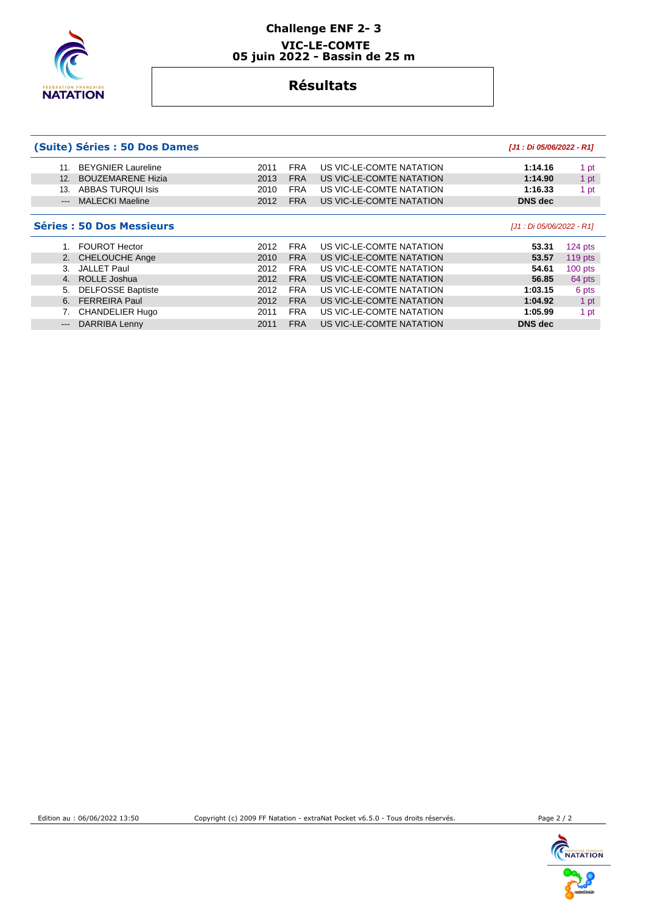# Challenge ENF 2- 3

**VIC-LE-COMTE**
**05 juin 2022 - Bassin de 25 m**

## Résultats

### (Suite) Séries : 50 Dos Dames

*[J1 : Di 05/06/2022 - R1]*

| | | | | | | |
|---|---|---|---|---|---|---|
| 11. | BEYGNIER Laureline | 2011 | FRA | US VIC-LE-COMTE NATATION | **1:14.16** | 1 pt |
| 12. | BOUZEMARENE Hizia | 2013 | FRA | US VIC-LE-COMTE NATATION | **1:14.90** | 1 pt |
| 13. | ABBAS TURQUI Isis | 2010 | FRA | US VIC-LE-COMTE NATATION | **1:16.33** | 1 pt |
| --- | MALECKI Maeline | 2012 | FRA | US VIC-LE-COMTE NATATION | **DNS dec** | |

### Séries : 50 Dos Messieurs

*[J1 : Di 05/06/2022 - R1]*

| | | | | | | |
|---|---|---|---|---|---|---|
| 1. | FOUROT Hector | 2012 | FRA | US VIC-LE-COMTE NATATION | **53.31** | 124 pts |
| 2. | CHELOUCHE Ange | 2010 | FRA | US VIC-LE-COMTE NATATION | **53.57** | 119 pts |
| 3. | JALLET Paul | 2012 | FRA | US VIC-LE-COMTE NATATION | **54.61** | 100 pts |
| 4. | ROLLE Joshua | 2012 | FRA | US VIC-LE-COMTE NATATION | **56.85** | 64 pts |
| 5. | DELFOSSE Baptiste | 2012 | FRA | US VIC-LE-COMTE NATATION | **1:03.15** | 6 pts |
| 6. | FERREIRA Paul | 2012 | FRA | US VIC-LE-COMTE NATATION | **1:04.92** | 1 pt |
| 7. | CHANDELIER Hugo | 2011 | FRA | US VIC-LE-COMTE NATATION | **1:05.99** | 1 pt |
| --- | DARRIBA Lenny | 2011 | FRA | US VIC-LE-COMTE NATATION | **DNS dec** | |

Edition au : 06/06/2022 13:50 Copyright (c) 2009 FF Natation - extraNat Pocket v6.5.0 - Tous droits réservés.